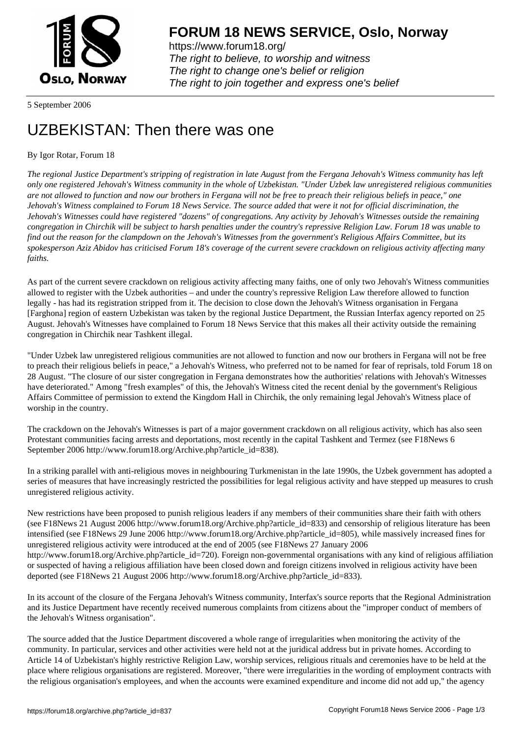# FORUM 18 NEWS SERVICE, Oslo, Norway

https://www.forum18.org/
*The right to believe, to worship and witness*
*The right to change one's belief or religion*
*The right to join together and express one's belief*

5 September 2006

# UZBEKISTAN: Then there was one

By Igor Rotar, Forum 18

*The regional Justice Department's stripping of registration in late August from the Fergana Jehovah's Witness community has left only one registered Jehovah's Witness community in the whole of Uzbekistan. "Under Uzbek law unregistered religious communities are not allowed to function and now our brothers in Fergana will not be free to preach their religious beliefs in peace," one Jehovah's Witness complained to Forum 18 News Service. The source added that were it not for official discrimination, the Jehovah's Witnesses could have registered "dozens" of congregations. Any activity by Jehovah's Witnesses outside the remaining congregation in Chirchik will be subject to harsh penalties under the country's repressive Religion Law. Forum 18 was unable to find out the reason for the clampdown on the Jehovah's Witnesses from the government's Religious Affairs Committee, but its spokesperson Aziz Abidov has criticised Forum 18's coverage of the current severe crackdown on religious activity affecting many faiths.*

As part of the current severe crackdown on religious activity affecting many faiths, one of only two Jehovah's Witness communities allowed to register with the Uzbek authorities – and under the country's repressive Religion Law therefore allowed to function legally - has had its registration stripped from it. The decision to close down the Jehovah's Witness organisation in Fergana [Farghona] region of eastern Uzbekistan was taken by the regional Justice Department, the Russian Interfax agency reported on 25 August. Jehovah's Witnesses have complained to Forum 18 News Service that this makes all their activity outside the remaining congregation in Chirchik near Tashkent illegal.

"Under Uzbek law unregistered religious communities are not allowed to function and now our brothers in Fergana will not be free to preach their religious beliefs in peace," a Jehovah's Witness, who preferred not to be named for fear of reprisals, told Forum 18 on 28 August. "The closure of our sister congregation in Fergana demonstrates how the authorities' relations with Jehovah's Witnesses have deteriorated." Among "fresh examples" of this, the Jehovah's Witness cited the recent denial by the government's Religious Affairs Committee of permission to extend the Kingdom Hall in Chirchik, the only remaining legal Jehovah's Witness place of worship in the country.

The crackdown on the Jehovah's Witnesses is part of a major government crackdown on all religious activity, which has also seen Protestant communities facing arrests and deportations, most recently in the capital Tashkent and Termez (see F18News 6 September 2006 http://www.forum18.org/Archive.php?article_id=838).

In a striking parallel with anti-religious moves in neighbouring Turkmenistan in the late 1990s, the Uzbek government has adopted a series of measures that have increasingly restricted the possibilities for legal religious activity and have stepped up measures to crush unregistered religious activity.

New restrictions have been proposed to punish religious leaders if any members of their communities share their faith with others (see F18News 21 August 2006 http://www.forum18.org/Archive.php?article_id=833) and censorship of religious literature has been intensified (see F18News 29 June 2006 http://www.forum18.org/Archive.php?article_id=805), while massively increased fines for unregistered religious activity were introduced at the end of 2005 (see F18News 27 January 2006 http://www.forum18.org/Archive.php?article_id=720). Foreign non-governmental organisations with any kind of religious affiliation or suspected of having a religious affiliation have been closed down and foreign citizens involved in religious activity have been deported (see F18News 21 August 2006 http://www.forum18.org/Archive.php?article_id=833).

In its account of the closure of the Fergana Jehovah's Witness community, Interfax's source reports that the Regional Administration and its Justice Department have recently received numerous complaints from citizens about the "improper conduct of members of the Jehovah's Witness organisation".

The source added that the Justice Department discovered a whole range of irregularities when monitoring the activity of the community. In particular, services and other activities were held not at the juridical address but in private homes. According to Article 14 of Uzbekistan's highly restrictive Religion Law, worship services, religious rituals and ceremonies have to be held at the place where religious organisations are registered. Moreover, "there were irregularities in the wording of employment contracts with the religious organisation's employees, and when the accounts were examined expenditure and income did not add up," the agency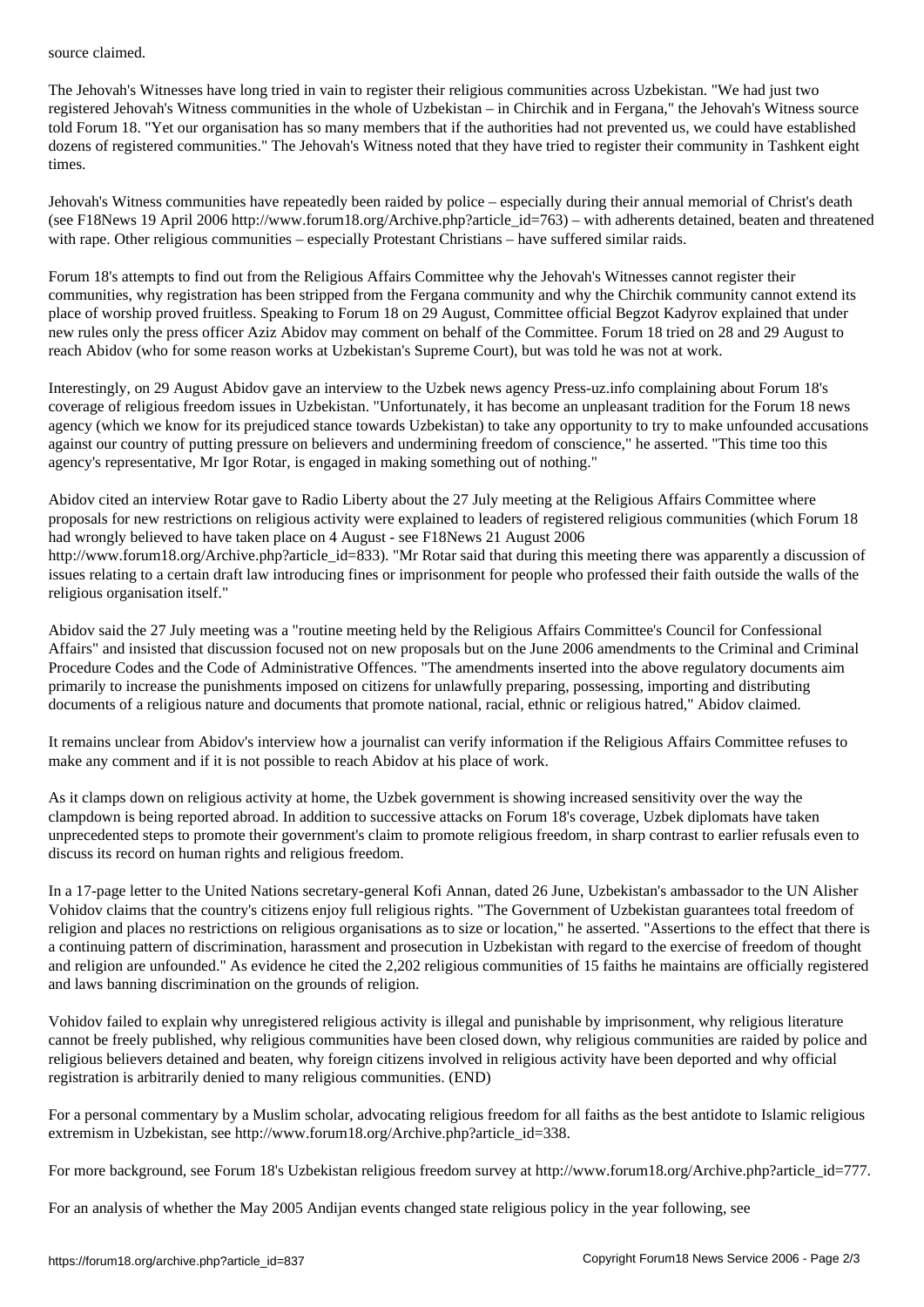source claimed.

The Jehovah's Witnesses have long tried in vain to register their religious communities across Uzbekistan. "We had just two registered Jehovah's Witness communities in the whole of Uzbekistan – in Chirchik and in Fergana," the Jehovah's Witness source told Forum 18. "Yet our organisation has so many members that if the authorities had not prevented us, we could have established dozens of registered communities." The Jehovah's Witness noted that they have tried to register their community in Tashkent eight times.

Jehovah's Witness communities have repeatedly been raided by police – especially during their annual memorial of Christ's death (see F18News 19 April 2006 http://www.forum18.org/Archive.php?article_id=763) – with adherents detained, beaten and threatened with rape. Other religious communities – especially Protestant Christians – have suffered similar raids.

Forum 18's attempts to find out from the Religious Affairs Committee why the Jehovah's Witnesses cannot register their communities, why registration has been stripped from the Fergana community and why the Chirchik community cannot extend its place of worship proved fruitless. Speaking to Forum 18 on 29 August, Committee official Begzot Kadyrov explained that under new rules only the press officer Aziz Abidov may comment on behalf of the Committee. Forum 18 tried on 28 and 29 August to reach Abidov (who for some reason works at Uzbekistan's Supreme Court), but was told he was not at work.

Interestingly, on 29 August Abidov gave an interview to the Uzbek news agency Press-uz.info complaining about Forum 18's coverage of religious freedom issues in Uzbekistan. "Unfortunately, it has become an unpleasant tradition for the Forum 18 news agency (which we know for its prejudiced stance towards Uzbekistan) to take any opportunity to try to make unfounded accusations against our country of putting pressure on believers and undermining freedom of conscience," he asserted. "This time too this agency's representative, Mr Igor Rotar, is engaged in making something out of nothing."

Abidov cited an interview Rotar gave to Radio Liberty about the 27 July meeting at the Religious Affairs Committee where proposals for new restrictions on religious activity were explained to leaders of registered religious communities (which Forum 18 had wrongly believed to have taken place on 4 August - see F18News 21 August 2006 http://www.forum18.org/Archive.php?article_id=833). "Mr Rotar said that during this meeting there was apparently a discussion of issues relating to a certain draft law introducing fines or imprisonment for people who professed their faith outside the walls of the religious organisation itself."

Abidov said the 27 July meeting was a "routine meeting held by the Religious Affairs Committee's Council for Confessional Affairs" and insisted that discussion focused not on new proposals but on the June 2006 amendments to the Criminal and Criminal Procedure Codes and the Code of Administrative Offences. "The amendments inserted into the above regulatory documents aim primarily to increase the punishments imposed on citizens for unlawfully preparing, possessing, importing and distributing documents of a religious nature and documents that promote national, racial, ethnic or religious hatred," Abidov claimed.

It remains unclear from Abidov's interview how a journalist can verify information if the Religious Affairs Committee refuses to make any comment and if it is not possible to reach Abidov at his place of work.

As it clamps down on religious activity at home, the Uzbek government is showing increased sensitivity over the way the clampdown is being reported abroad. In addition to successive attacks on Forum 18's coverage, Uzbek diplomats have taken unprecedented steps to promote their government's claim to promote religious freedom, in sharp contrast to earlier refusals even to discuss its record on human rights and religious freedom.

In a 17-page letter to the United Nations secretary-general Kofi Annan, dated 26 June, Uzbekistan's ambassador to the UN Alisher Vohidov claims that the country's citizens enjoy full religious rights. "The Government of Uzbekistan guarantees total freedom of religion and places no restrictions on religious organisations as to size or location," he asserted. "Assertions to the effect that there is a continuing pattern of discrimination, harassment and prosecution in Uzbekistan with regard to the exercise of freedom of thought and religion are unfounded." As evidence he cited the 2,202 religious communities of 15 faiths he maintains are officially registered and laws banning discrimination on the grounds of religion.

Vohidov failed to explain why unregistered religious activity is illegal and punishable by imprisonment, why religious literature cannot be freely published, why religious communities have been closed down, why religious communities are raided by police and religious believers detained and beaten, why foreign citizens involved in religious activity have been deported and why official registration is arbitrarily denied to many religious communities. (END)

For a personal commentary by a Muslim scholar, advocating religious freedom for all faiths as the best antidote to Islamic religious extremism in Uzbekistan, see http://www.forum18.org/Archive.php?article_id=338.

For more background, see Forum 18's Uzbekistan religious freedom survey at http://www.forum18.org/Archive.php?article_id=777.

For an analysis of whether the May 2005 Andijan events changed state religious policy in the year following, see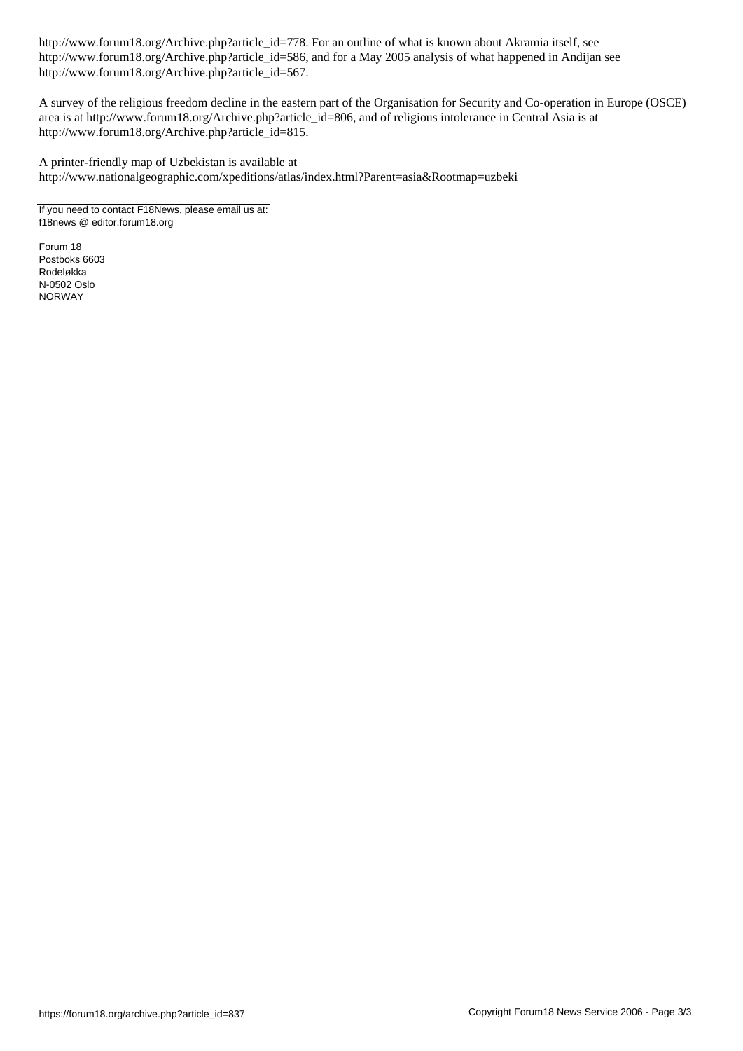http://www.forum18.org/Archive.php?article_id=778. For an outline of what is known about Akramia itself, see http://www.forum18.org/Archive.php?article_id=586, and for a May 2005 analysis of what happened in Andijan see http://www.forum18.org/Archive.php?article_id=567.

A survey of the religious freedom decline in the eastern part of the Organisation for Security and Co-operation in Europe (OSCE) area is at http://www.forum18.org/Archive.php?article_id=806, and of religious intolerance in Central Asia is at http://www.forum18.org/Archive.php?article_id=815.

A printer-friendly map of Uzbekistan is available at http://www.nationalgeographic.com/xpeditions/atlas/index.html?Parent=asia&Rootmap=uzbeki

If you need to contact F18News, please email us at:
f18news @ editor.forum18.org

Forum 18
Postboks 6603
Rodeløkka
N-0502 Oslo
NORWAY